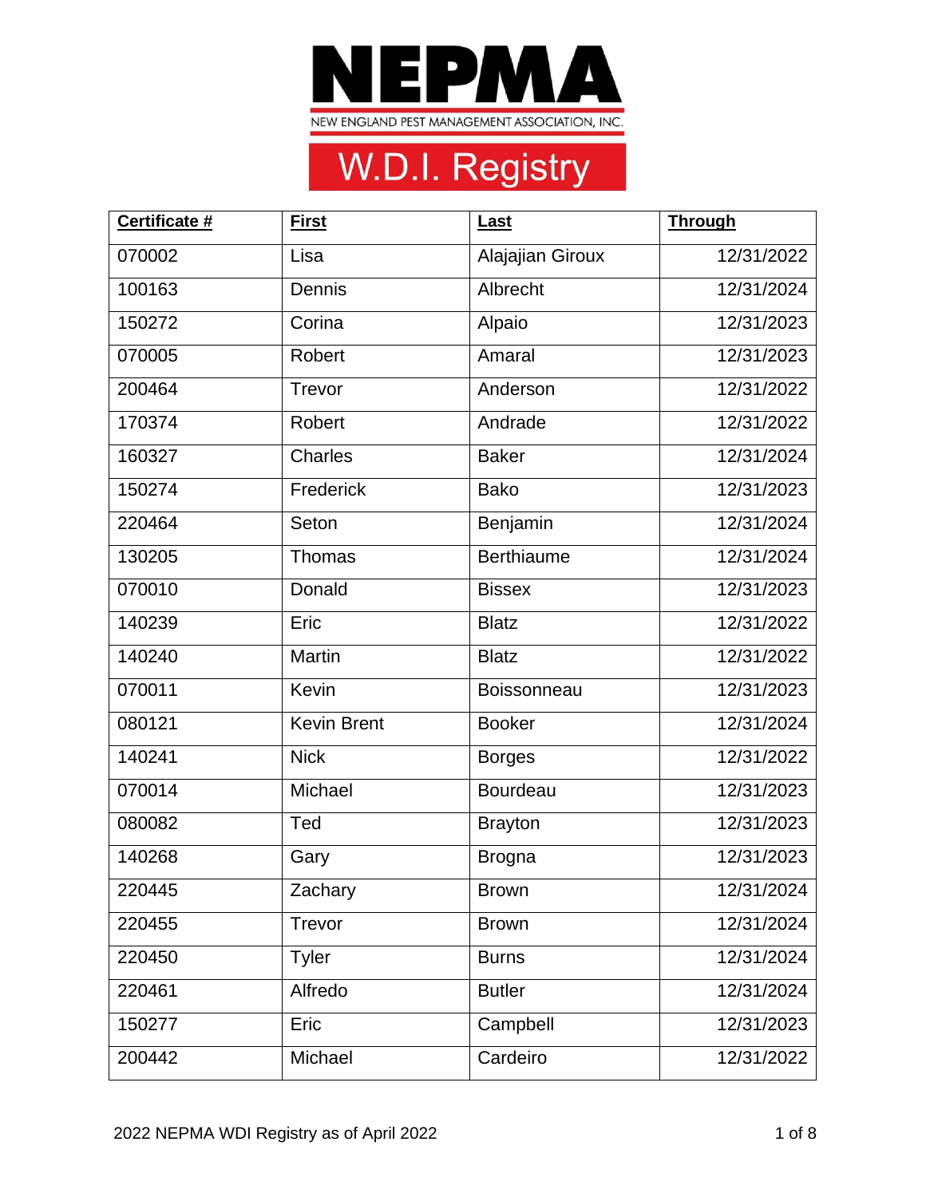# NEPMA

NEW ENGLAND PEST MANAGEMENT ASSOCIATION, INC.

## W.D.I. Registry

| Certificate # | First | Last | Through |
| --- | --- | --- | --- |
| 070002 | Lisa | Alajajian Giroux | 12/31/2022 |
| 100163 | Dennis | Albrecht | 12/31/2024 |
| 150272 | Corina | Alpaio | 12/31/2023 |
| 070005 | Robert | Amaral | 12/31/2023 |
| 200464 | Trevor | Anderson | 12/31/2022 |
| 170374 | Robert | Andrade | 12/31/2022 |
| 160327 | Charles | Baker | 12/31/2024 |
| 150274 | Frederick | Bako | 12/31/2023 |
| 220464 | Seton | Benjamin | 12/31/2024 |
| 130205 | Thomas | Berthiaume | 12/31/2024 |
| 070010 | Donald | Bissex | 12/31/2023 |
| 140239 | Eric | Blatz | 12/31/2022 |
| 140240 | Martin | Blatz | 12/31/2022 |
| 070011 | Kevin | Boissonneau | 12/31/2023 |
| 080121 | Kevin Brent | Booker | 12/31/2024 |
| 140241 | Nick | Borges | 12/31/2022 |
| 070014 | Michael | Bourdeau | 12/31/2023 |
| 080082 | Ted | Brayton | 12/31/2023 |
| 140268 | Gary | Brogna | 12/31/2023 |
| 220445 | Zachary | Brown | 12/31/2024 |
| 220455 | Trevor | Brown | 12/31/2024 |
| 220450 | Tyler | Burns | 12/31/2024 |
| 220461 | Alfredo | Butler | 12/31/2024 |
| 150277 | Eric | Campbell | 12/31/2023 |
| 200442 | Michael | Cardeiro | 12/31/2022 |

2022 NEPMA WDI Registry as of April 2022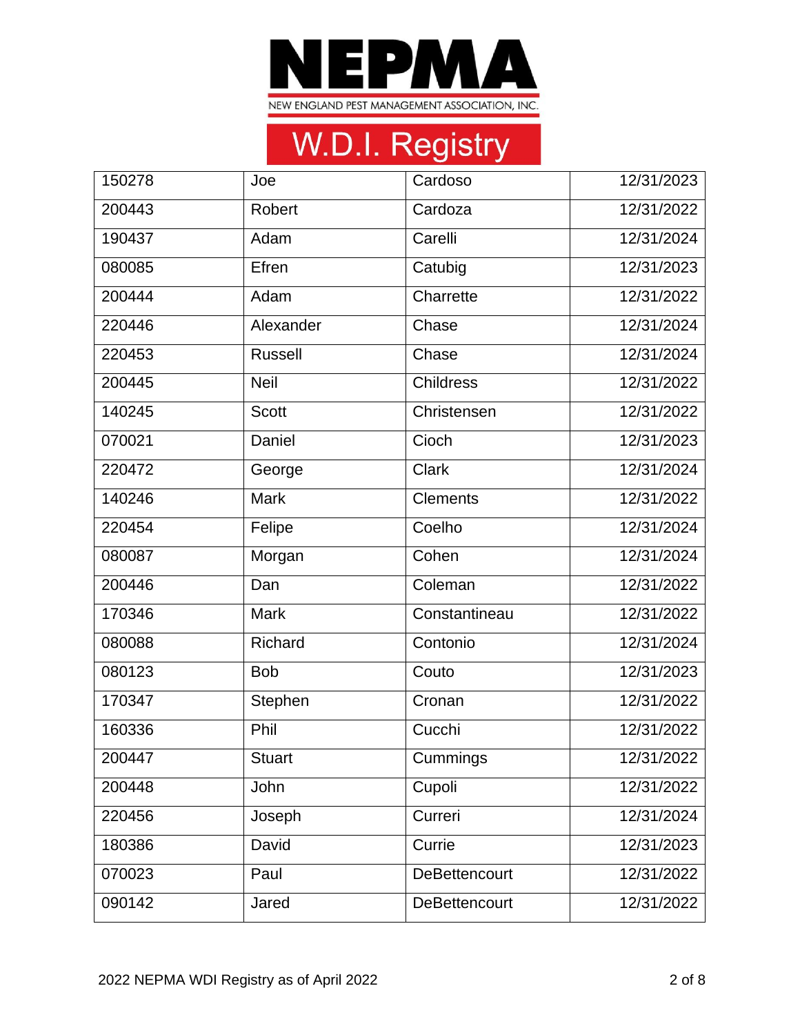# NEPMA

NEW ENGLAND PEST MANAGEMENT ASSOCIATION, INC.

## W.D.I. Registry

| | | | |
|---|---|---|---|
| 150278 | Joe | Cardoso | 12/31/2023 |
| 200443 | Robert | Cardoza | 12/31/2022 |
| 190437 | Adam | Carelli | 12/31/2024 |
| 080085 | Efren | Catubig | 12/31/2023 |
| 200444 | Adam | Charrette | 12/31/2022 |
| 220446 | Alexander | Chase | 12/31/2024 |
| 220453 | Russell | Chase | 12/31/2024 |
| 200445 | Neil | Childress | 12/31/2022 |
| 140245 | Scott | Christensen | 12/31/2022 |
| 070021 | Daniel | Cioch | 12/31/2023 |
| 220472 | George | Clark | 12/31/2024 |
| 140246 | Mark | Clements | 12/31/2022 |
| 220454 | Felipe | Coelho | 12/31/2024 |
| 080087 | Morgan | Cohen | 12/31/2024 |
| 200446 | Dan | Coleman | 12/31/2022 |
| 170346 | Mark | Constantineau | 12/31/2022 |
| 080088 | Richard | Contonio | 12/31/2024 |
| 080123 | Bob | Couto | 12/31/2023 |
| 170347 | Stephen | Cronan | 12/31/2022 |
| 160336 | Phil | Cucchi | 12/31/2022 |
| 200447 | Stuart | Cummings | 12/31/2022 |
| 200448 | John | Cupoli | 12/31/2022 |
| 220456 | Joseph | Curreri | 12/31/2024 |
| 180386 | David | Currie | 12/31/2023 |
| 070023 | Paul | DeBettencourt | 12/31/2022 |
| 090142 | Jared | DeBettencourt | 12/31/2022 |

2022 NEPMA WDI Registry as of April 2022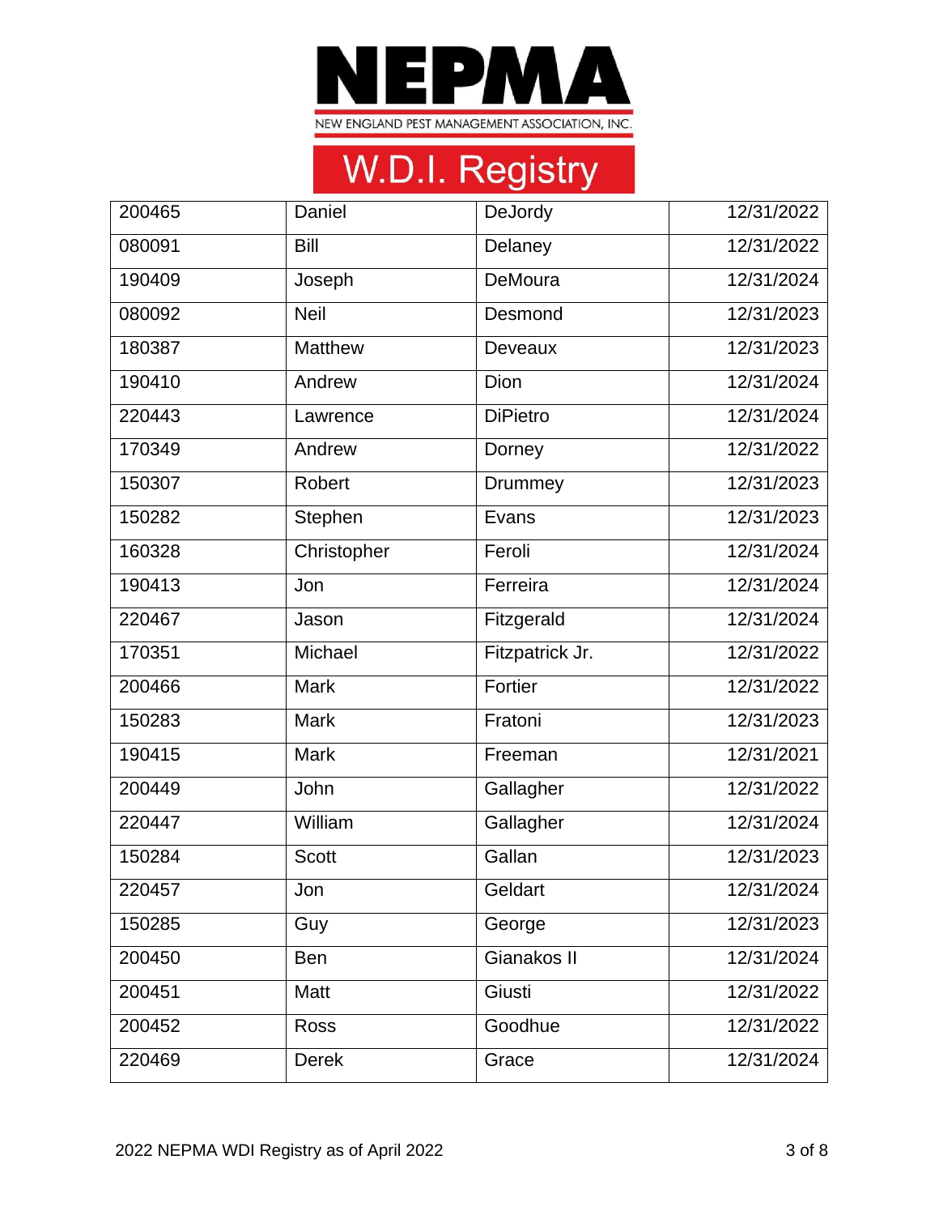# NEPMA

NEW ENGLAND PEST MANAGEMENT ASSOCIATION, INC.

## W.D.I. Registry

| | | | |
|---|---|---|---|
| 200465 | Daniel | DeJordy | 12/31/2022 |
| 080091 | Bill | Delaney | 12/31/2022 |
| 190409 | Joseph | DeMoura | 12/31/2024 |
| 080092 | Neil | Desmond | 12/31/2023 |
| 180387 | Matthew | Deveaux | 12/31/2023 |
| 190410 | Andrew | Dion | 12/31/2024 |
| 220443 | Lawrence | DiPietro | 12/31/2024 |
| 170349 | Andrew | Dorney | 12/31/2022 |
| 150307 | Robert | Drummey | 12/31/2023 |
| 150282 | Stephen | Evans | 12/31/2023 |
| 160328 | Christopher | Feroli | 12/31/2024 |
| 190413 | Jon | Ferreira | 12/31/2024 |
| 220467 | Jason | Fitzgerald | 12/31/2024 |
| 170351 | Michael | Fitzpatrick Jr. | 12/31/2022 |
| 200466 | Mark | Fortier | 12/31/2022 |
| 150283 | Mark | Fratoni | 12/31/2023 |
| 190415 | Mark | Freeman | 12/31/2021 |
| 200449 | John | Gallagher | 12/31/2022 |
| 220447 | William | Gallagher | 12/31/2024 |
| 150284 | Scott | Gallan | 12/31/2023 |
| 220457 | Jon | Geldart | 12/31/2024 |
| 150285 | Guy | George | 12/31/2023 |
| 200450 | Ben | Gianakos II | 12/31/2024 |
| 200451 | Matt | Giusti | 12/31/2022 |
| 200452 | Ross | Goodhue | 12/31/2022 |
| 220469 | Derek | Grace | 12/31/2024 |

2022 NEPMA WDI Registry as of April 2022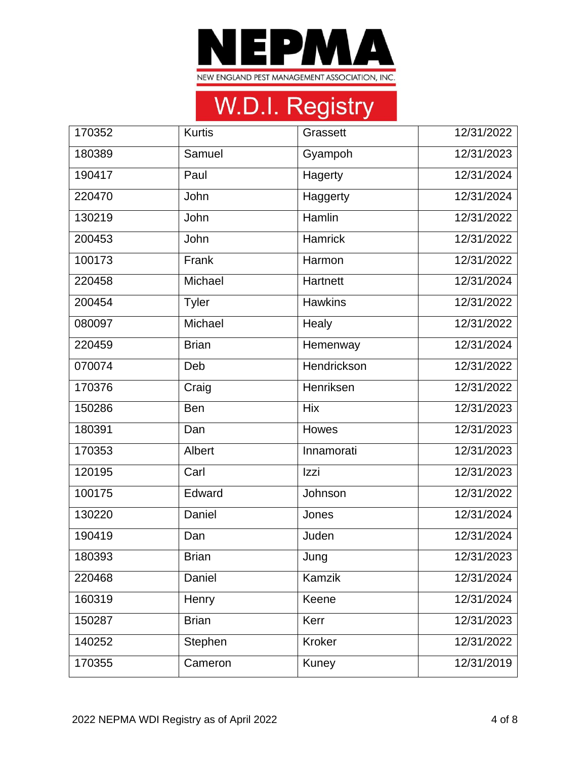# NEPMA

NEW ENGLAND PEST MANAGEMENT ASSOCIATION, INC.

## W.D.I. Registry

| | | | |
|---|---|---|---|
| 170352 | Kurtis | Grassett | 12/31/2022 |
| 180389 | Samuel | Gyampoh | 12/31/2023 |
| 190417 | Paul | Hagerty | 12/31/2024 |
| 220470 | John | Haggerty | 12/31/2024 |
| 130219 | John | Hamlin | 12/31/2022 |
| 200453 | John | Hamrick | 12/31/2022 |
| 100173 | Frank | Harmon | 12/31/2022 |
| 220458 | Michael | Hartnett | 12/31/2024 |
| 200454 | Tyler | Hawkins | 12/31/2022 |
| 080097 | Michael | Healy | 12/31/2022 |
| 220459 | Brian | Hemenway | 12/31/2024 |
| 070074 | Deb | Hendrickson | 12/31/2022 |
| 170376 | Craig | Henriksen | 12/31/2022 |
| 150286 | Ben | Hix | 12/31/2023 |
| 180391 | Dan | Howes | 12/31/2023 |
| 170353 | Albert | Innamorati | 12/31/2023 |
| 120195 | Carl | Izzi | 12/31/2023 |
| 100175 | Edward | Johnson | 12/31/2022 |
| 130220 | Daniel | Jones | 12/31/2024 |
| 190419 | Dan | Juden | 12/31/2024 |
| 180393 | Brian | Jung | 12/31/2023 |
| 220468 | Daniel | Kamzik | 12/31/2024 |
| 160319 | Henry | Keene | 12/31/2024 |
| 150287 | Brian | Kerr | 12/31/2023 |
| 140252 | Stephen | Kroker | 12/31/2022 |
| 170355 | Cameron | Kuney | 12/31/2019 |

2022 NEPMA WDI Registry as of April 2022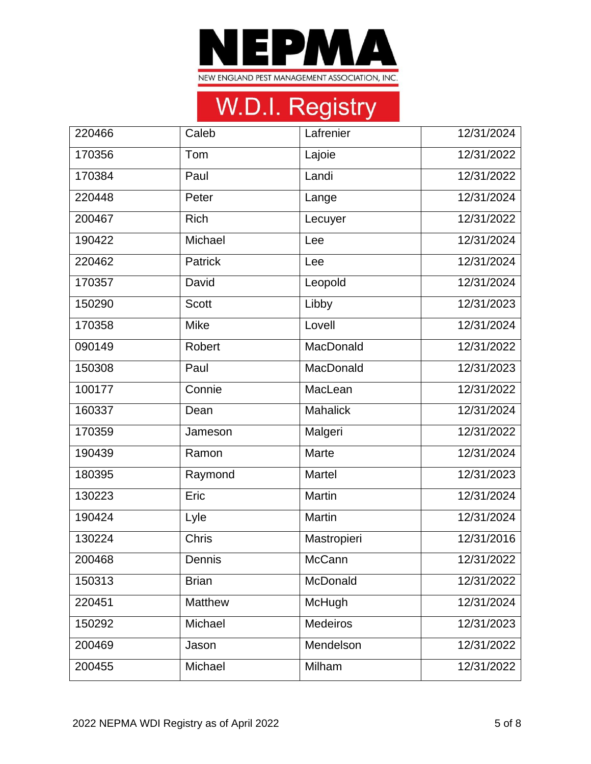# NEPMA

NEW ENGLAND PEST MANAGEMENT ASSOCIATION, INC.

## W.D.I. Registry

| | | | |
|---|---|---|---|
| 220466 | Caleb | Lafrenier | 12/31/2024 |
| 170356 | Tom | Lajoie | 12/31/2022 |
| 170384 | Paul | Landi | 12/31/2022 |
| 220448 | Peter | Lange | 12/31/2024 |
| 200467 | Rich | Lecuyer | 12/31/2022 |
| 190422 | Michael | Lee | 12/31/2024 |
| 220462 | Patrick | Lee | 12/31/2024 |
| 170357 | David | Leopold | 12/31/2024 |
| 150290 | Scott | Libby | 12/31/2023 |
| 170358 | Mike | Lovell | 12/31/2024 |
| 090149 | Robert | MacDonald | 12/31/2022 |
| 150308 | Paul | MacDonald | 12/31/2023 |
| 100177 | Connie | MacLean | 12/31/2022 |
| 160337 | Dean | Mahalick | 12/31/2024 |
| 170359 | Jameson | Malgeri | 12/31/2022 |
| 190439 | Ramon | Marte | 12/31/2024 |
| 180395 | Raymond | Martel | 12/31/2023 |
| 130223 | Eric | Martin | 12/31/2024 |
| 190424 | Lyle | Martin | 12/31/2024 |
| 130224 | Chris | Mastropieri | 12/31/2016 |
| 200468 | Dennis | McCann | 12/31/2022 |
| 150313 | Brian | McDonald | 12/31/2022 |
| 220451 | Matthew | McHugh | 12/31/2024 |
| 150292 | Michael | Medeiros | 12/31/2023 |
| 200469 | Jason | Mendelson | 12/31/2022 |
| 200455 | Michael | Milham | 12/31/2022 |

2022 NEPMA WDI Registry as of April 2022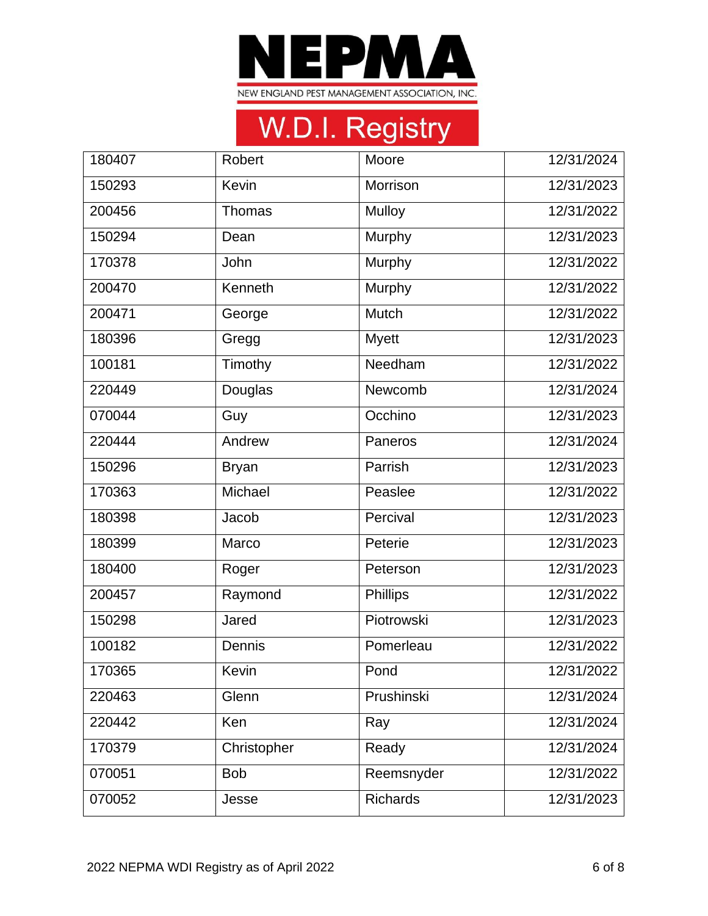# NEPMA

NEW ENGLAND PEST MANAGEMENT ASSOCIATION, INC.

## W.D.I. Registry

| | | | |
|---|---|---|---|
| 180407 | Robert | Moore | 12/31/2024 |
| 150293 | Kevin | Morrison | 12/31/2023 |
| 200456 | Thomas | Mulloy | 12/31/2022 |
| 150294 | Dean | Murphy | 12/31/2023 |
| 170378 | John | Murphy | 12/31/2022 |
| 200470 | Kenneth | Murphy | 12/31/2022 |
| 200471 | George | Mutch | 12/31/2022 |
| 180396 | Gregg | Myett | 12/31/2023 |
| 100181 | Timothy | Needham | 12/31/2022 |
| 220449 | Douglas | Newcomb | 12/31/2024 |
| 070044 | Guy | Occhino | 12/31/2023 |
| 220444 | Andrew | Paneros | 12/31/2024 |
| 150296 | Bryan | Parrish | 12/31/2023 |
| 170363 | Michael | Peaslee | 12/31/2022 |
| 180398 | Jacob | Percival | 12/31/2023 |
| 180399 | Marco | Peterie | 12/31/2023 |
| 180400 | Roger | Peterson | 12/31/2023 |
| 200457 | Raymond | Phillips | 12/31/2022 |
| 150298 | Jared | Piotrowski | 12/31/2023 |
| 100182 | Dennis | Pomerleau | 12/31/2022 |
| 170365 | Kevin | Pond | 12/31/2022 |
| 220463 | Glenn | Prushinski | 12/31/2024 |
| 220442 | Ken | Ray | 12/31/2024 |
| 170379 | Christopher | Ready | 12/31/2024 |
| 070051 | Bob | Reemsnyder | 12/31/2022 |
| 070052 | Jesse | Richards | 12/31/2023 |

2022 NEPMA WDI Registry as of April 2022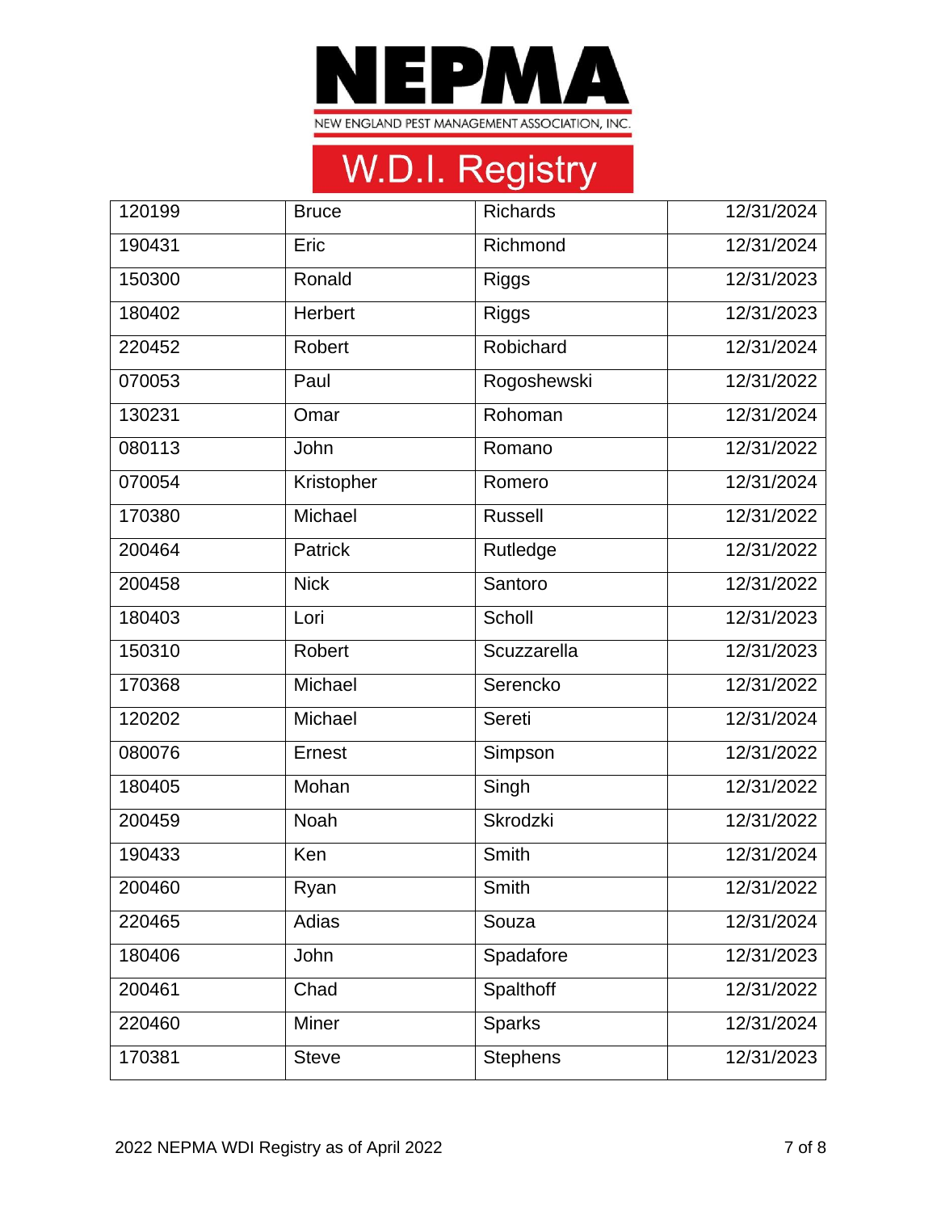# NEPMA

NEW ENGLAND PEST MANAGEMENT ASSOCIATION, INC.

## W.D.I. Registry

| | | | |
|---|---|---|---|
| 120199 | Bruce | Richards | 12/31/2024 |
| 190431 | Eric | Richmond | 12/31/2024 |
| 150300 | Ronald | Riggs | 12/31/2023 |
| 180402 | Herbert | Riggs | 12/31/2023 |
| 220452 | Robert | Robichard | 12/31/2024 |
| 070053 | Paul | Rogoshewski | 12/31/2022 |
| 130231 | Omar | Rohoman | 12/31/2024 |
| 080113 | John | Romano | 12/31/2022 |
| 070054 | Kristopher | Romero | 12/31/2024 |
| 170380 | Michael | Russell | 12/31/2022 |
| 200464 | Patrick | Rutledge | 12/31/2022 |
| 200458 | Nick | Santoro | 12/31/2022 |
| 180403 | Lori | Scholl | 12/31/2023 |
| 150310 | Robert | Scuzzarella | 12/31/2023 |
| 170368 | Michael | Serencko | 12/31/2022 |
| 120202 | Michael | Sereti | 12/31/2024 |
| 080076 | Ernest | Simpson | 12/31/2022 |
| 180405 | Mohan | Singh | 12/31/2022 |
| 200459 | Noah | Skrodzki | 12/31/2022 |
| 190433 | Ken | Smith | 12/31/2024 |
| 200460 | Ryan | Smith | 12/31/2022 |
| 220465 | Adias | Souza | 12/31/2024 |
| 180406 | John | Spadafore | 12/31/2023 |
| 200461 | Chad | Spalthoff | 12/31/2022 |
| 220460 | Miner | Sparks | 12/31/2024 |
| 170381 | Steve | Stephens | 12/31/2023 |

2022 NEPMA WDI Registry as of April 2022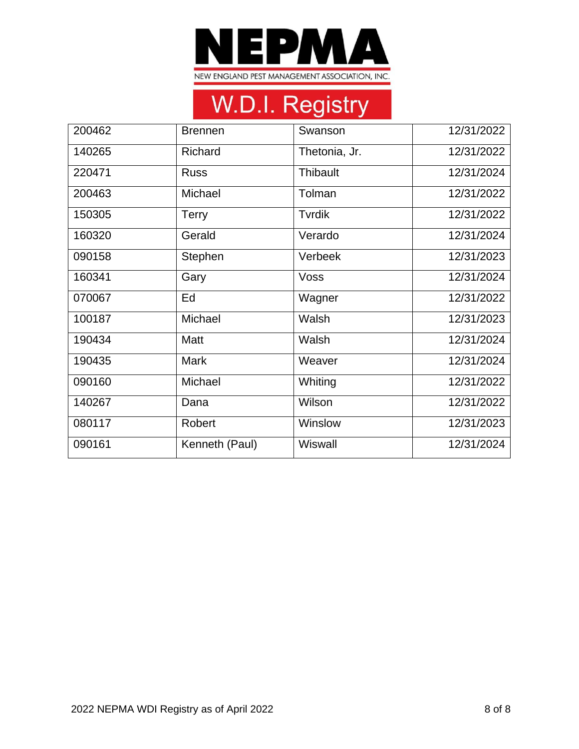NEPMA

NEW ENGLAND PEST MANAGEMENT ASSOCIATION, INC.

# W.D.I. Registry

| | | | |
|---|---|---|---|
| 200462 | Brennen | Swanson | 12/31/2022 |
| 140265 | Richard | Thetonia, Jr. | 12/31/2022 |
| 220471 | Russ | Thibault | 12/31/2024 |
| 200463 | Michael | Tolman | 12/31/2022 |
| 150305 | Terry | Tvrdik | 12/31/2022 |
| 160320 | Gerald | Verardo | 12/31/2024 |
| 090158 | Stephen | Verbeek | 12/31/2023 |
| 160341 | Gary | Voss | 12/31/2024 |
| 070067 | Ed | Wagner | 12/31/2022 |
| 100187 | Michael | Walsh | 12/31/2023 |
| 190434 | Matt | Walsh | 12/31/2024 |
| 190435 | Mark | Weaver | 12/31/2024 |
| 090160 | Michael | Whiting | 12/31/2022 |
| 140267 | Dana | Wilson | 12/31/2022 |
| 080117 | Robert | Winslow | 12/31/2023 |
| 090161 | Kenneth (Paul) | Wiswall | 12/31/2024 |

2022 NEPMA WDI Registry as of April 2022